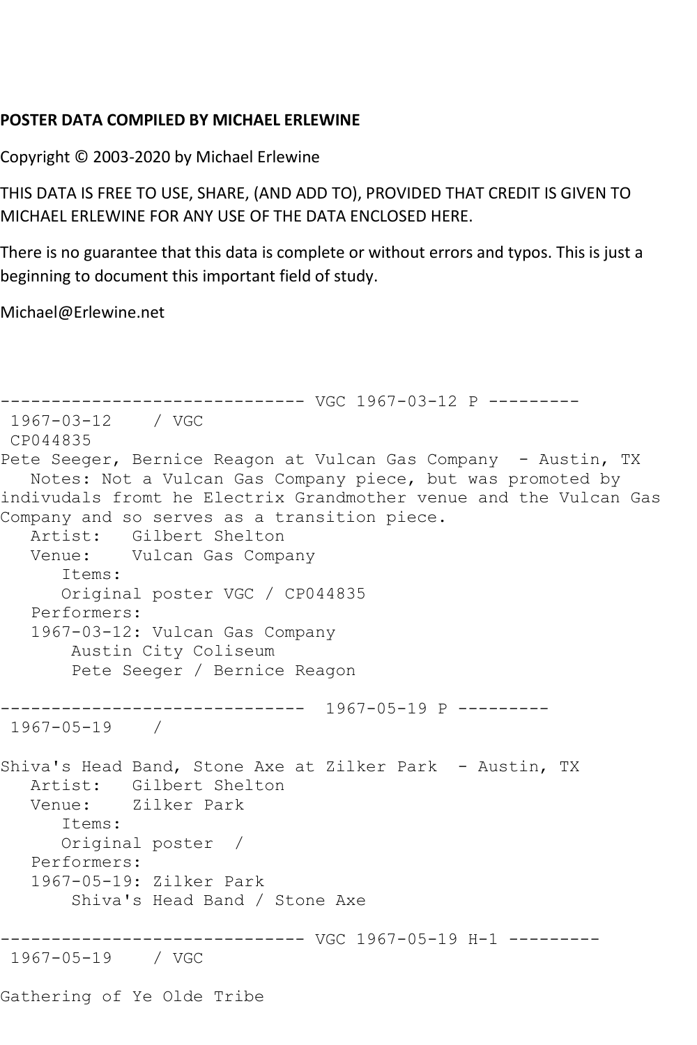**POSTER DATA COMPILED BY MICHAEL ERLEWINE**

Copyright © 2003-2020 by Michael Erlewine

THIS DATA IS FREE TO USE, SHARE, (AND ADD TO), PROVIDED THAT CREDIT IS GIVEN TO MICHAEL ERLEWINE FOR ANY USE OF THE DATA ENCLOSED HERE.

There is no guarantee that this data is complete or without errors and typos. This is just a beginning to document this important field of study.

Michael@Erlewine.net

```
------------------------------ VGC 1967-03-12 P ---------
 1967-03-12    / VGC
 CP044835
Pete Seeger, Bernice Reagon at Vulcan Gas Company  - Austin, TX
   Notes: Not a Vulcan Gas Company piece, but was promoted by
indivudals fromt he Electrix Grandmother venue and the Vulcan Gas
Company and so serves as a transition piece.
   Artist:   Gilbert Shelton
   Venue:    Vulcan Gas Company
      Items:
      Original poster VGC / CP044835
   Performers:
   1967-03-12: Vulcan Gas Company
       Austin City Coliseum
       Pete Seeger / Bernice Reagon

------------------------------  1967-05-19 P ---------
 1967-05-19    /

Shiva's Head Band, Stone Axe at Zilker Park  - Austin, TX
   Artist:   Gilbert Shelton
   Venue:    Zilker Park
      Items:
      Original poster  /
   Performers:
   1967-05-19: Zilker Park
       Shiva's Head Band / Stone Axe

------------------------------ VGC 1967-05-19 H-1 ---------
 1967-05-19    / VGC

Gathering of Ye Olde Tribe
```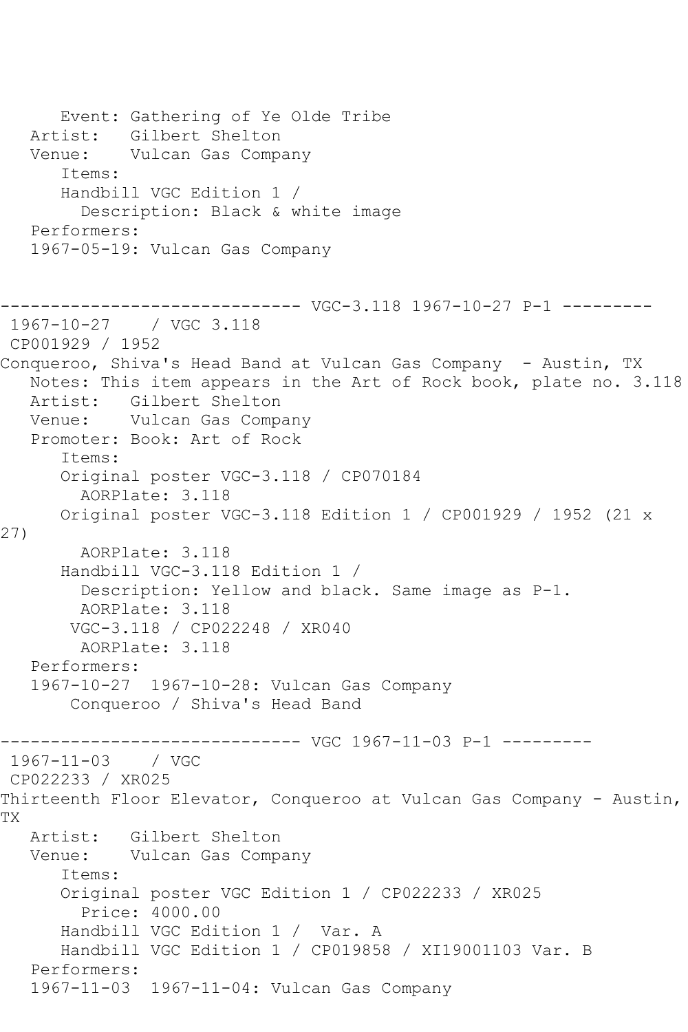Event: Gathering of Ye Olde Tribe
Artist: Gilbert Shelton
Venue: Vulcan Gas Company
Items:
Handbill VGC Edition 1 /
Description: Black & white image
Performers:
1967-05-19: Vulcan Gas Company

------------------------------ VGC-3.118 1967-10-27 P-1 ---------

1967-10-27 / VGC 3.118
CP001929 / 1952
Conqueroo, Shiva's Head Band at Vulcan Gas Company - Austin, TX
Notes: This item appears in the Art of Rock book, plate no. 3.118
Artist: Gilbert Shelton
Venue: Vulcan Gas Company
Promoter: Book: Art of Rock
Items:
Original poster VGC-3.118 / CP070184
AORPlate: 3.118
Original poster VGC-3.118 Edition 1 / CP001929 / 1952 (21 x 27)
AORPlate: 3.118
Handbill VGC-3.118 Edition 1 /
Description: Yellow and black. Same image as P-1.
AORPlate: 3.118
VGC-3.118 / CP022248 / XR040
AORPlate: 3.118
Performers:
1967-10-27 1967-10-28: Vulcan Gas Company
Conqueroo / Shiva's Head Band

------------------------------ VGC 1967-11-03 P-1 ---------

1967-11-03 / VGC
CP022233 / XR025
Thirteenth Floor Elevator, Conqueroo at Vulcan Gas Company - Austin, TX
Artist: Gilbert Shelton
Venue: Vulcan Gas Company
Items:
Original poster VGC Edition 1 / CP022233 / XR025
Price: 4000.00
Handbill VGC Edition 1 / Var. A
Handbill VGC Edition 1 / CP019858 / XI19001103 Var. B
Performers:
1967-11-03 1967-11-04: Vulcan Gas Company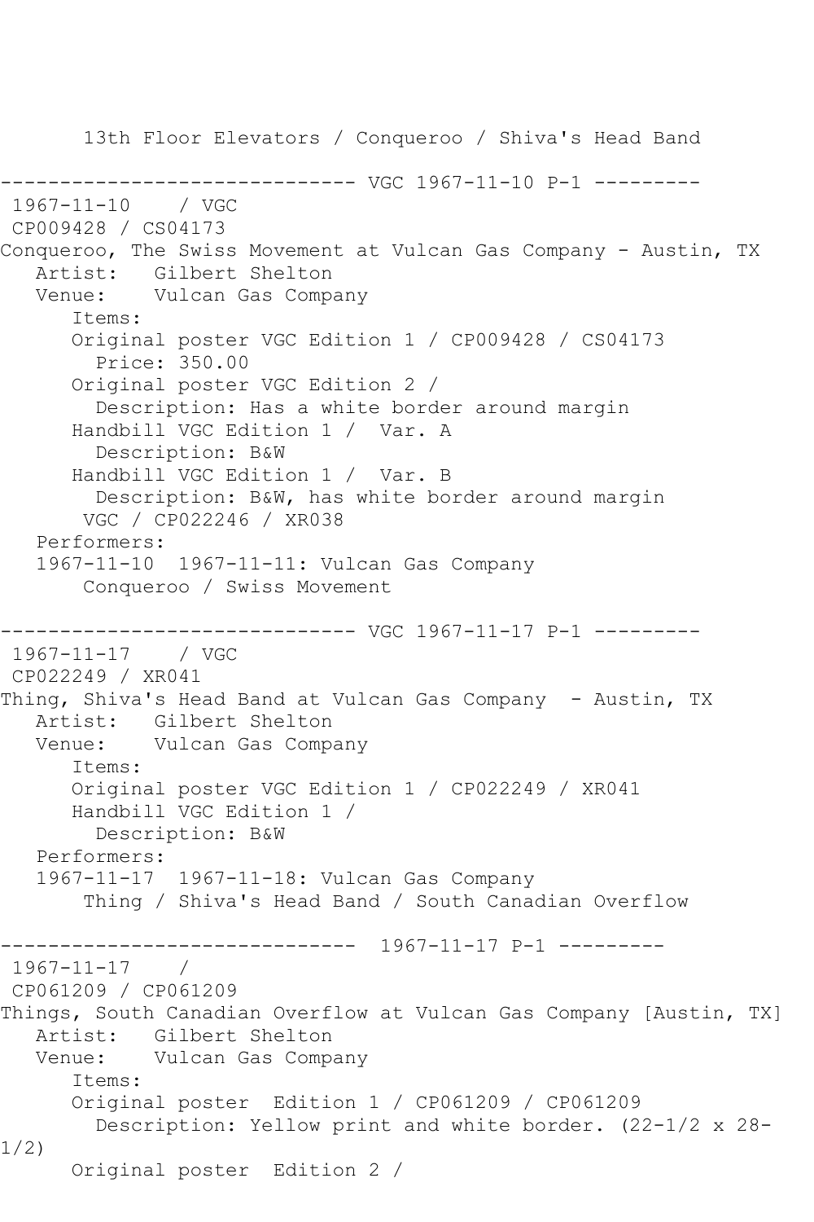13th Floor Elevators / Conqueroo / Shiva's Head Band

------------------------------ VGC 1967-11-10 P-1 ---------

1967-11-10 / VGC
CP009428 / CS04173
Conqueroo, The Swiss Movement at Vulcan Gas Company - Austin, TX
Artist: Gilbert Shelton
Venue: Vulcan Gas Company
Items:
Original poster VGC Edition 1 / CP009428 / CS04173
Price: 350.00
Original poster VGC Edition 2 /
Description: Has a white border around margin
Handbill VGC Edition 1 / Var. A
Description: B&W
Handbill VGC Edition 1 / Var. B
Description: B&W, has white border around margin
VGC / CP022246 / XR038
Performers:
1967-11-10 1967-11-11: Vulcan Gas Company
Conqueroo / Swiss Movement

------------------------------ VGC 1967-11-17 P-1 ---------

1967-11-17 / VGC
CP022249 / XR041
Thing, Shiva's Head Band at Vulcan Gas Company - Austin, TX
Artist: Gilbert Shelton
Venue: Vulcan Gas Company
Items:
Original poster VGC Edition 1 / CP022249 / XR041
Handbill VGC Edition 1 /
Description: B&W
Performers:
1967-11-17 1967-11-18: Vulcan Gas Company
Thing / Shiva's Head Band / South Canadian Overflow

------------------------------ 1967-11-17 P-1 ---------

1967-11-17 /
CP061209 / CP061209
Things, South Canadian Overflow at Vulcan Gas Company [Austin, TX]
Artist: Gilbert Shelton
Venue: Vulcan Gas Company
Items:
Original poster Edition 1 / CP061209 / CP061209
Description: Yellow print and white border. (22-1/2 x 28-1/2)
Original poster Edition 2 /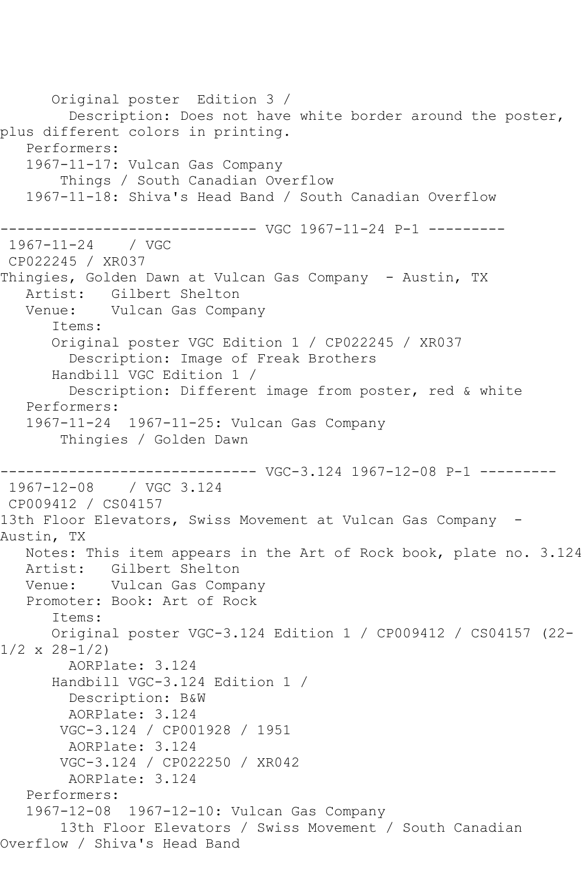Original poster  Edition 3 /
  Description: Does not have white border around the poster, plus different colors in printing.

Performers:

1967-11-17: Vulcan Gas Company
  Things / South Canadian Overflow

1967-11-18: Shiva's Head Band / South Canadian Overflow

------------------------------ VGC 1967-11-24 P-1 ---------

1967-11-24    / VGC
CP022245 / XR037

Thingies, Golden Dawn at Vulcan Gas Company  - Austin, TX

Artist:   Gilbert Shelton
Venue:    Vulcan Gas Company

Items:

Original poster VGC Edition 1 / CP022245 / XR037
  Description: Image of Freak Brothers

Handbill VGC Edition 1 /
  Description: Different image from poster, red & white

Performers:

1967-11-24  1967-11-25: Vulcan Gas Company
  Thingies / Golden Dawn

------------------------------ VGC-3.124 1967-12-08 P-1 ---------

1967-12-08    / VGC 3.124
CP009412 / CS04157

13th Floor Elevators, Swiss Movement at Vulcan Gas Company  - Austin, TX

Notes: This item appears in the Art of Rock book, plate no. 3.124
Artist:   Gilbert Shelton
Venue:    Vulcan Gas Company
Promoter: Book: Art of Rock

Items:

Original poster VGC-3.124 Edition 1 / CP009412 / CS04157 (22-1/2 x 28-1/2)
  AORPlate: 3.124

Handbill VGC-3.124 Edition 1 /
  Description: B&W
  AORPlate: 3.124

VGC-3.124 / CP001928 / 1951
  AORPlate: 3.124

VGC-3.124 / CP022250 / XR042
  AORPlate: 3.124

Performers:

1967-12-08  1967-12-10: Vulcan Gas Company
  13th Floor Elevators / Swiss Movement / South Canadian Overflow / Shiva's Head Band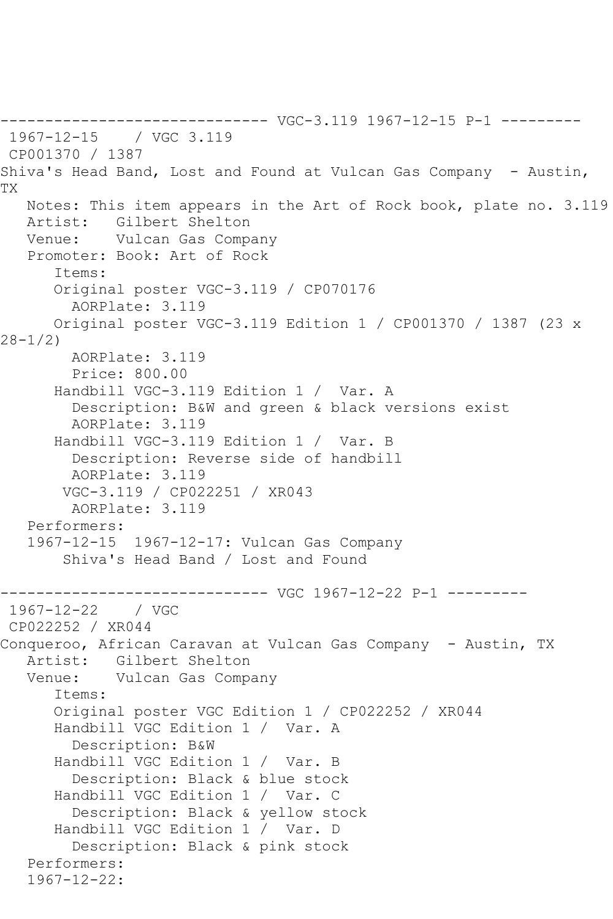------------------------------ VGC-3.119 1967-12-15 P-1 ---------

1967-12-15 / VGC 3.119
CP001370 / 1387
Shiva's Head Band, Lost and Found at Vulcan Gas Company - Austin, TX

Notes: This item appears in the Art of Rock book, plate no. 3.119
Artist: Gilbert Shelton
Venue: Vulcan Gas Company
Promoter: Book: Art of Rock

Items:

- Original poster VGC-3.119 / CP070176
  - AORPlate: 3.119
- Original poster VGC-3.119 Edition 1 / CP001370 / 1387 (23 x 28-1/2)
  - AORPlate: 3.119
  - Price: 800.00
- Handbill VGC-3.119 Edition 1 / Var. A
  - Description: B&W and green & black versions exist
  - AORPlate: 3.119
- Handbill VGC-3.119 Edition 1 / Var. B
  - Description: Reverse side of handbill
  - AORPlate: 3.119
- VGC-3.119 / CP022251 / XR043
  - AORPlate: 3.119

Performers:

1967-12-15 1967-12-17: Vulcan Gas Company
Shiva's Head Band / Lost and Found

------------------------------ VGC 1967-12-22 P-1 ---------

1967-12-22 / VGC
CP022252 / XR044
Conqueroo, African Caravan at Vulcan Gas Company - Austin, TX

Artist: Gilbert Shelton
Venue: Vulcan Gas Company

Items:

- Original poster VGC Edition 1 / CP022252 / XR044
- Handbill VGC Edition 1 / Var. A
  - Description: B&W
- Handbill VGC Edition 1 / Var. B
  - Description: Black & blue stock
- Handbill VGC Edition 1 / Var. C
  - Description: Black & yellow stock
- Handbill VGC Edition 1 / Var. D
  - Description: Black & pink stock

Performers:

1967-12-22: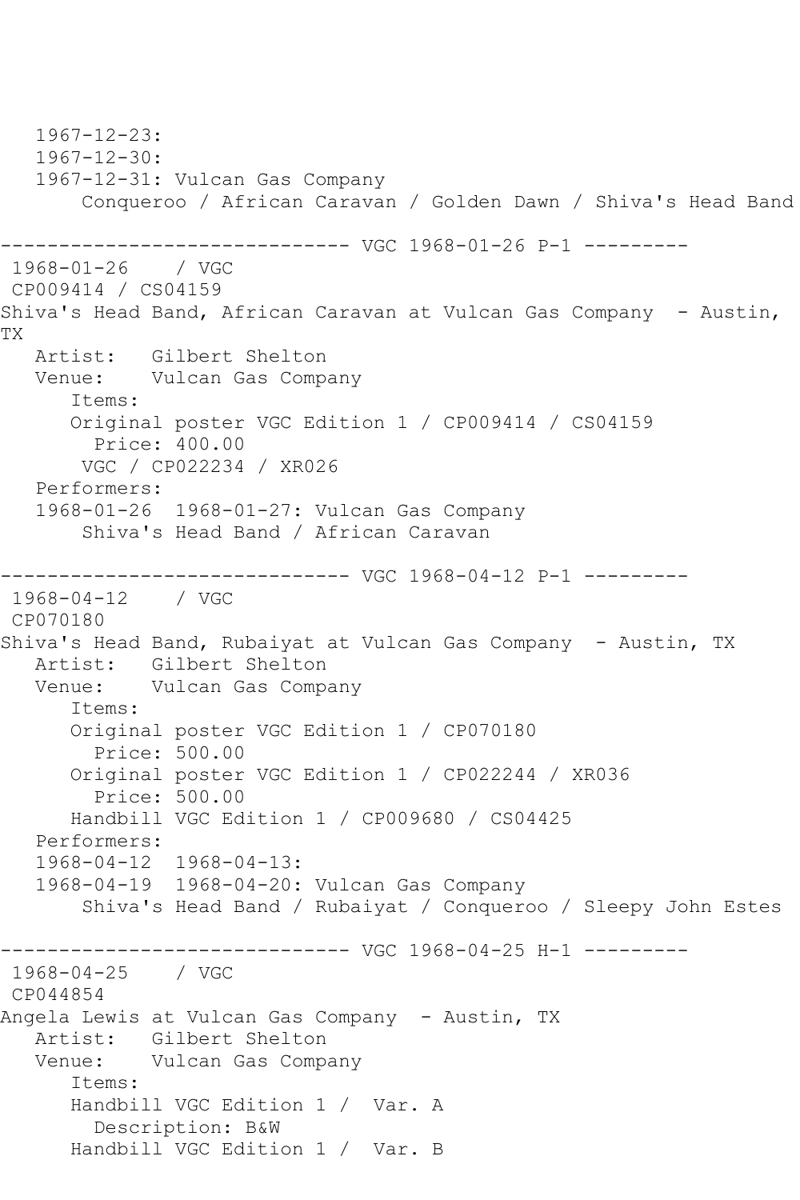```
   1967-12-23:
   1967-12-30:
   1967-12-31: Vulcan Gas Company
       Conqueroo / African Caravan / Golden Dawn / Shiva's Head Band

------------------------------ VGC 1968-01-26 P-1 ---------
 1968-01-26    / VGC
 CP009414 / CS04159
Shiva's Head Band, African Caravan at Vulcan Gas Company  - Austin, 
TX
   Artist:   Gilbert Shelton
   Venue:    Vulcan Gas Company
      Items:
      Original poster VGC Edition 1 / CP009414 / CS04159
        Price: 400.00
       VGC / CP022234 / XR026
   Performers:
   1968-01-26  1968-01-27: Vulcan Gas Company
       Shiva's Head Band / African Caravan

------------------------------ VGC 1968-04-12 P-1 ---------
 1968-04-12    / VGC
 CP070180
Shiva's Head Band, Rubaiyat at Vulcan Gas Company  - Austin, TX
   Artist:   Gilbert Shelton
   Venue:    Vulcan Gas Company
      Items:
      Original poster VGC Edition 1 / CP070180
        Price: 500.00
      Original poster VGC Edition 1 / CP022244 / XR036
        Price: 500.00
      Handbill VGC Edition 1 / CP009680 / CS04425
   Performers:
   1968-04-12  1968-04-13:
   1968-04-19  1968-04-20: Vulcan Gas Company
       Shiva's Head Band / Rubaiyat / Conqueroo / Sleepy John Estes

------------------------------ VGC 1968-04-25 H-1 ---------
 1968-04-25    / VGC
 CP044854
Angela Lewis at Vulcan Gas Company  - Austin, TX
   Artist:   Gilbert Shelton
   Venue:    Vulcan Gas Company
      Items:
      Handbill VGC Edition 1 /  Var. A
        Description: B&W
      Handbill VGC Edition 1 /  Var. B
```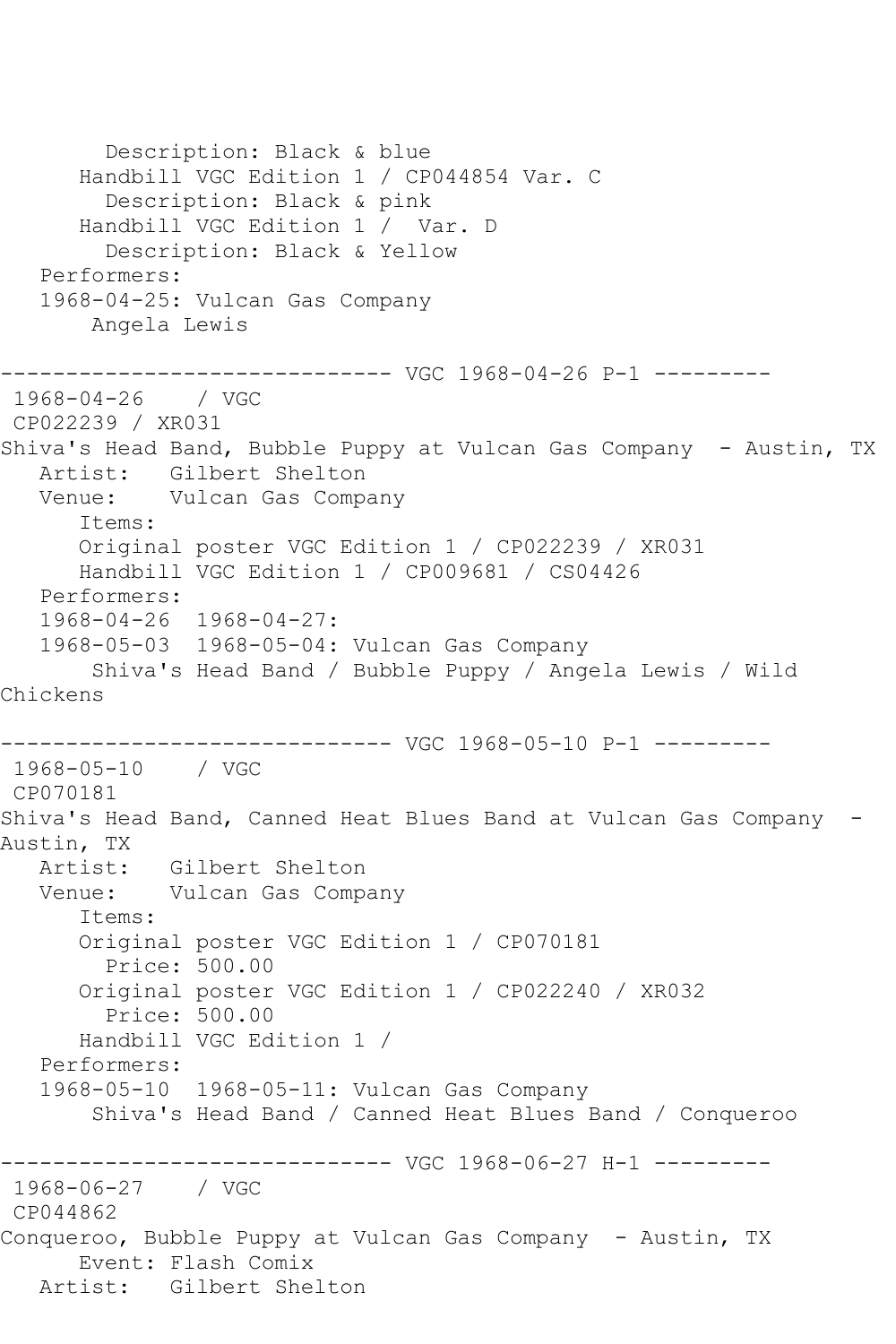```
        Description: Black & blue
      Handbill VGC Edition 1 / CP044854 Var. C
        Description: Black & pink
      Handbill VGC Edition 1 /  Var. D
        Description: Black & Yellow
   Performers:
   1968-04-25: Vulcan Gas Company
       Angela Lewis

------------------------------ VGC 1968-04-26 P-1 ---------
 1968-04-26    / VGC
 CP022239 / XR031
Shiva's Head Band, Bubble Puppy at Vulcan Gas Company  - Austin, TX
   Artist:   Gilbert Shelton
   Venue:    Vulcan Gas Company
      Items:
      Original poster VGC Edition 1 / CP022239 / XR031
      Handbill VGC Edition 1 / CP009681 / CS04426
   Performers:
   1968-04-26  1968-04-27:
   1968-05-03  1968-05-04: Vulcan Gas Company
       Shiva's Head Band / Bubble Puppy / Angela Lewis / Wild
Chickens

------------------------------ VGC 1968-05-10 P-1 ---------
 1968-05-10    / VGC
 CP070181
Shiva's Head Band, Canned Heat Blues Band at Vulcan Gas Company  -
Austin, TX
   Artist:   Gilbert Shelton
   Venue:    Vulcan Gas Company
      Items:
      Original poster VGC Edition 1 / CP070181
        Price: 500.00
      Original poster VGC Edition 1 / CP022240 / XR032
        Price: 500.00
      Handbill VGC Edition 1 /
   Performers:
   1968-05-10  1968-05-11: Vulcan Gas Company
       Shiva's Head Band / Canned Heat Blues Band / Conqueroo

------------------------------ VGC 1968-06-27 H-1 ---------
 1968-06-27    / VGC
 CP044862
Conqueroo, Bubble Puppy at Vulcan Gas Company  - Austin, TX
      Event: Flash Comix
   Artist:   Gilbert Shelton
```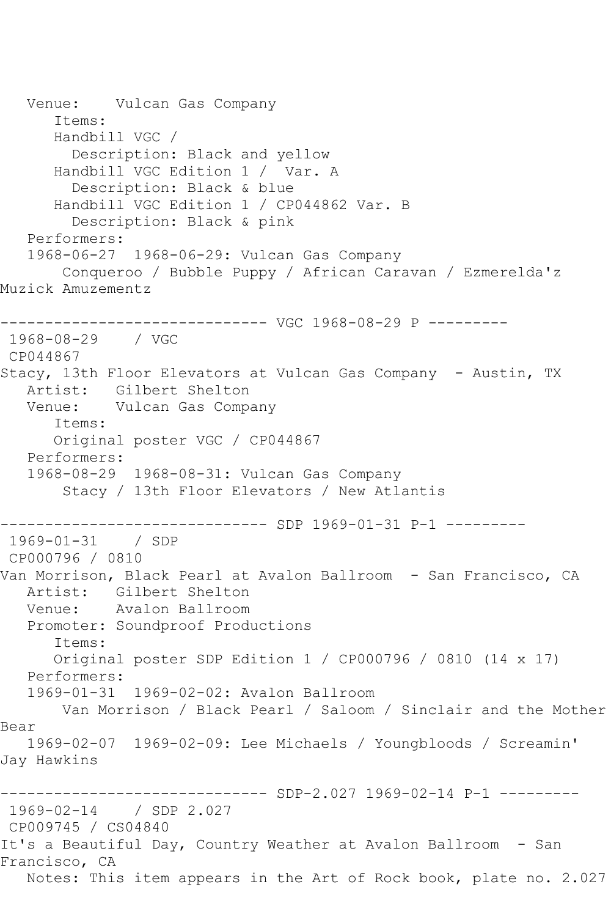Venue: Vulcan Gas Company
Items:
Handbill VGC /
Description: Black and yellow
Handbill VGC Edition 1 / Var. A
Description: Black & blue
Handbill VGC Edition 1 / CP044862 Var. B
Description: Black & pink
Performers:
1968-06-27 1968-06-29: Vulcan Gas Company
Conqueroo / Bubble Puppy / African Caravan / Ezmerelda'z Muzick Amuzementz

------------------------------ VGC 1968-08-29 P ---------

1968-08-29 / VGC
CP044867
Stacy, 13th Floor Elevators at Vulcan Gas Company - Austin, TX
Artist: Gilbert Shelton
Venue: Vulcan Gas Company
Items:
Original poster VGC / CP044867
Performers:
1968-08-29 1968-08-31: Vulcan Gas Company
Stacy / 13th Floor Elevators / New Atlantis

------------------------------ SDP 1969-01-31 P-1 ---------

1969-01-31 / SDP
CP000796 / 0810
Van Morrison, Black Pearl at Avalon Ballroom - San Francisco, CA
Artist: Gilbert Shelton
Venue: Avalon Ballroom
Promoter: Soundproof Productions
Items:
Original poster SDP Edition 1 / CP000796 / 0810 (14 x 17)
Performers:
1969-01-31 1969-02-02: Avalon Ballroom
Van Morrison / Black Pearl / Saloom / Sinclair and the Mother Bear
1969-02-07 1969-02-09: Lee Michaels / Youngbloods / Screamin' Jay Hawkins

------------------------------ SDP-2.027 1969-02-14 P-1 ---------

1969-02-14 / SDP 2.027
CP009745 / CS04840
It's a Beautiful Day, Country Weather at Avalon Ballroom - San Francisco, CA
Notes: This item appears in the Art of Rock book, plate no. 2.027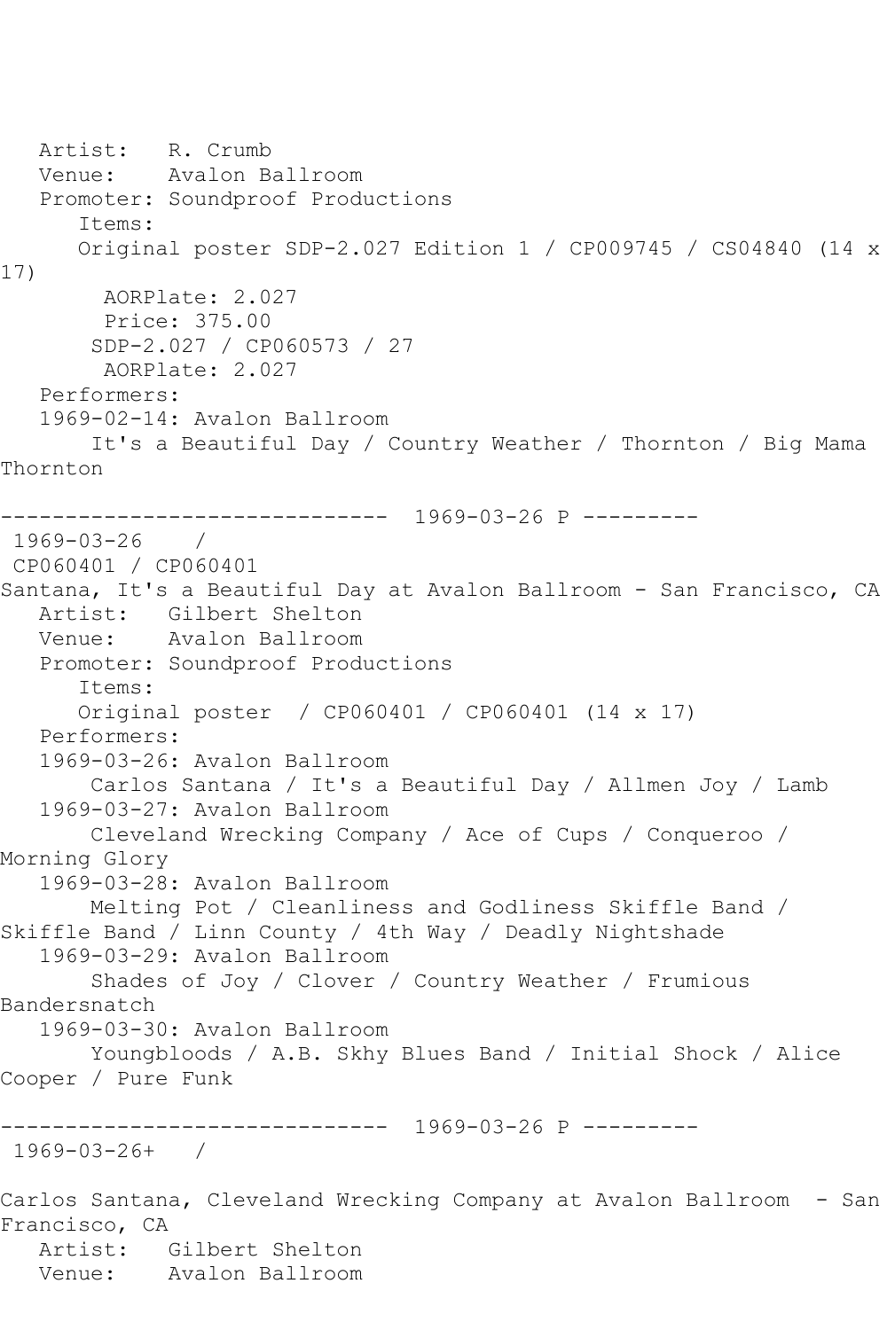Artist: R. Crumb
Venue: Avalon Ballroom
Promoter: Soundproof Productions
Items:
Original poster SDP-2.027 Edition 1 / CP009745 / CS04840 (14 x 17)
AORPlate: 2.027
Price: 375.00
SDP-2.027 / CP060573 / 27
AORPlate: 2.027
Performers:
1969-02-14: Avalon Ballroom
It's a Beautiful Day / Country Weather / Thornton / Big Mama Thornton

------------------------------ 1969-03-26 P ---------
1969-03-26 /
CP060401 / CP060401
Santana, It's a Beautiful Day at Avalon Ballroom - San Francisco, CA
Artist: Gilbert Shelton
Venue: Avalon Ballroom
Promoter: Soundproof Productions
Items:
Original poster / CP060401 / CP060401 (14 x 17)
Performers:
1969-03-26: Avalon Ballroom
Carlos Santana / It's a Beautiful Day / Allmen Joy / Lamb
1969-03-27: Avalon Ballroom
Cleveland Wrecking Company / Ace of Cups / Conqueroo / Morning Glory
1969-03-28: Avalon Ballroom
Melting Pot / Cleanliness and Godliness Skiffle Band / Skiffle Band / Linn County / 4th Way / Deadly Nightshade
1969-03-29: Avalon Ballroom
Shades of Joy / Clover / Country Weather / Frumious Bandersnatch
1969-03-30: Avalon Ballroom
Youngbloods / A.B. Skhy Blues Band / Initial Shock / Alice Cooper / Pure Funk

------------------------------ 1969-03-26 P ---------
1969-03-26+ /

Carlos Santana, Cleveland Wrecking Company at Avalon Ballroom - San Francisco, CA
Artist: Gilbert Shelton
Venue: Avalon Ballroom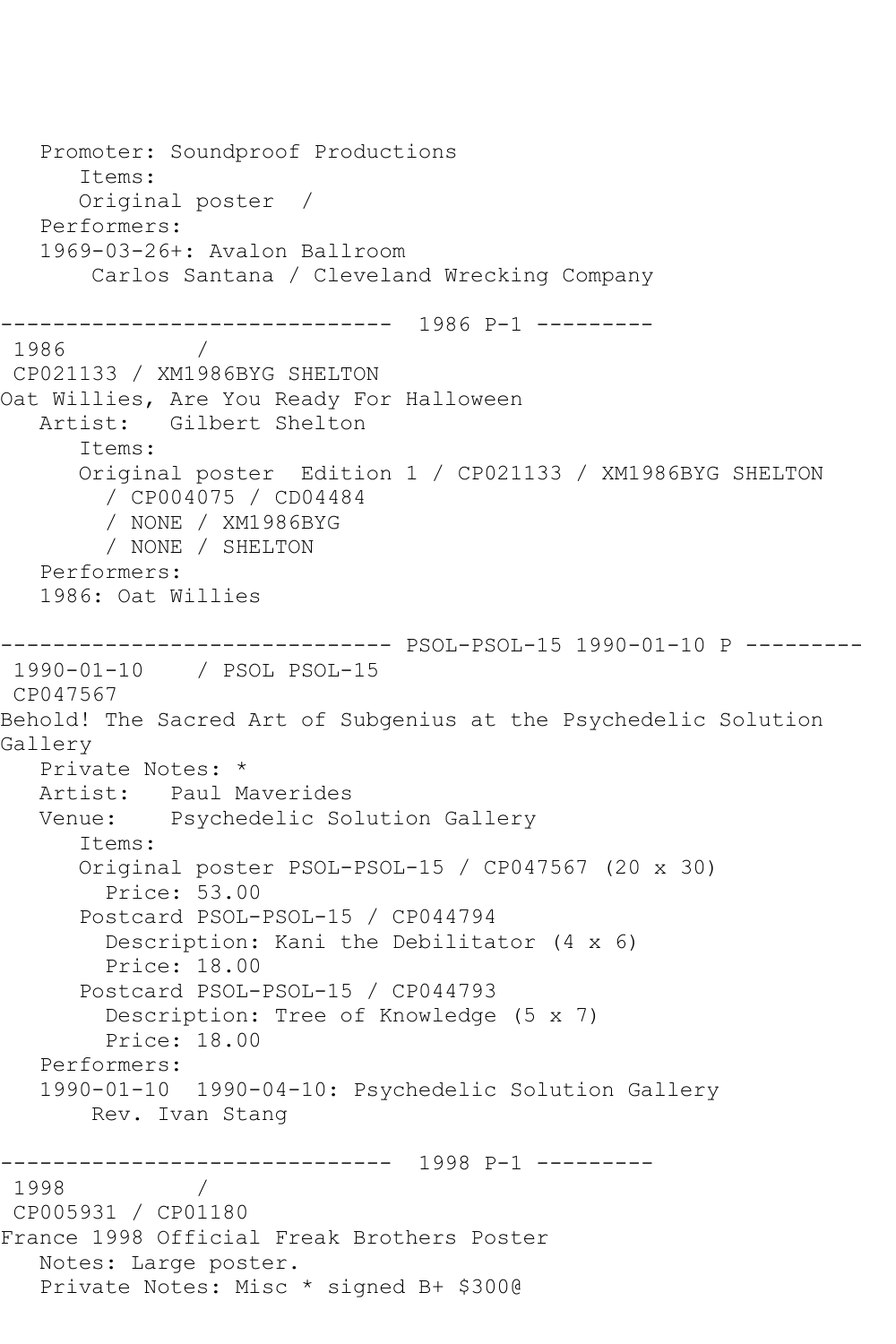```
   Promoter: Soundproof Productions
      Items:
      Original poster  /
   Performers:
   1969-03-26+: Avalon Ballroom
       Carlos Santana / Cleveland Wrecking Company

------------------------------  1986 P-1 ---------
 1986          /
 CP021133 / XM1986BYG SHELTON
Oat Willies, Are You Ready For Halloween
   Artist:   Gilbert Shelton
      Items:
      Original poster  Edition 1 / CP021133 / XM1986BYG SHELTON
        / CP004075 / CD04484
        / NONE / XM1986BYG
        / NONE / SHELTON
   Performers:
   1986: Oat Willies

------------------------------ PSOL-PSOL-15 1990-01-10 P ---------
 1990-01-10    / PSOL PSOL-15
 CP047567
Behold! The Sacred Art of Subgenius at the Psychedelic Solution
Gallery
   Private Notes: *
   Artist:   Paul Maverides
   Venue:    Psychedelic Solution Gallery
      Items:
      Original poster PSOL-PSOL-15 / CP047567 (20 x 30)
        Price: 53.00
      Postcard PSOL-PSOL-15 / CP044794
        Description: Kani the Debilitator (4 x 6)
        Price: 18.00
      Postcard PSOL-PSOL-15 / CP044793
        Description: Tree of Knowledge (5 x 7)
        Price: 18.00
   Performers:
   1990-01-10  1990-04-10: Psychedelic Solution Gallery
       Rev. Ivan Stang

------------------------------  1998 P-1 ---------
 1998          /
 CP005931 / CP01180
France 1998 Official Freak Brothers Poster
   Notes: Large poster.
   Private Notes: Misc * signed B+ $300@
```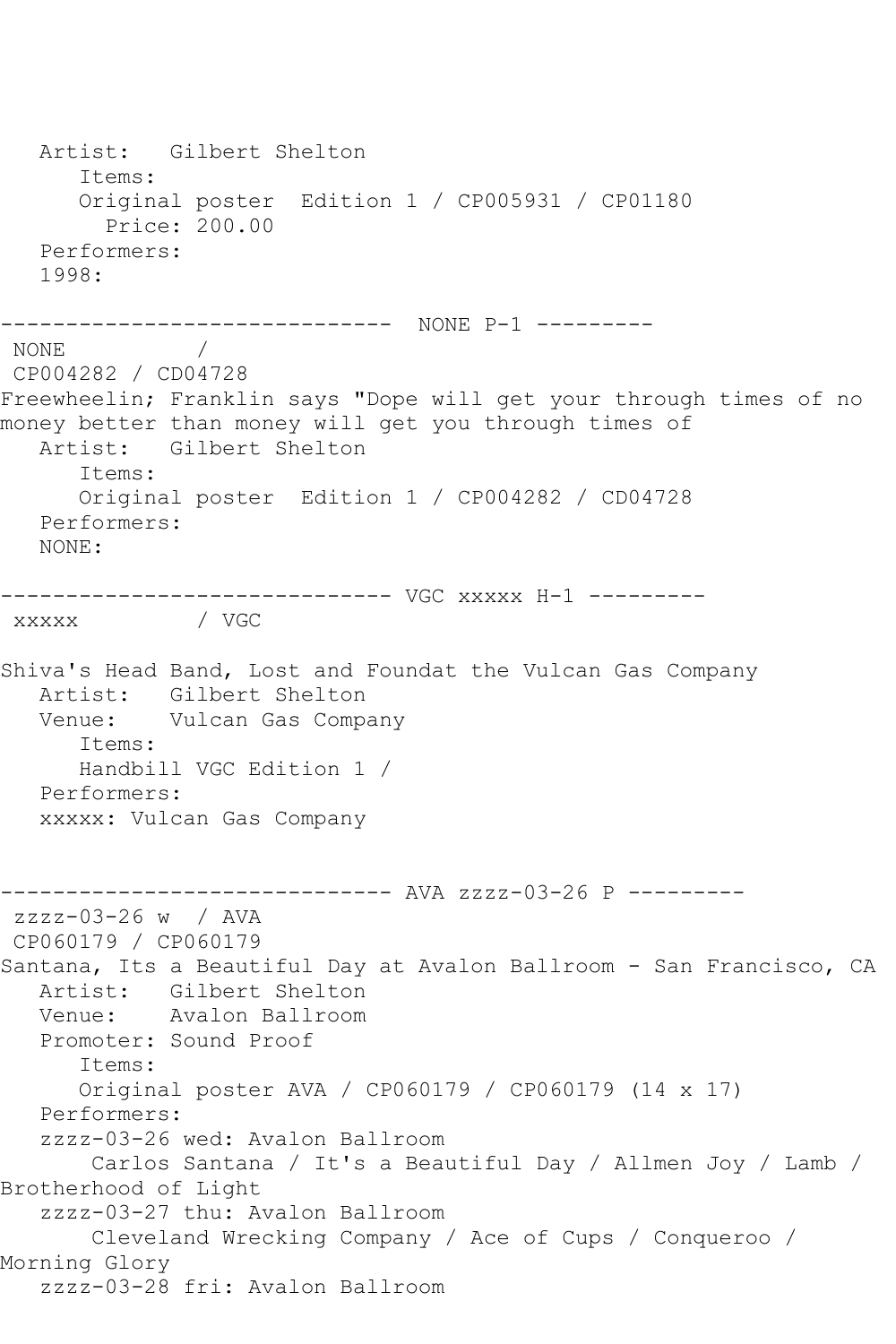```
   Artist:   Gilbert Shelton
      Items:
      Original poster  Edition 1 / CP005931 / CP01180
        Price: 200.00
   Performers:
   1998:

------------------------------  NONE P-1 ---------
 NONE          /
 CP004282 / CD04728
Freewheelin; Franklin says "Dope will get your through times of no 
money better than money will get you through times of
   Artist:   Gilbert Shelton
      Items:
      Original poster  Edition 1 / CP004282 / CD04728
   Performers:
   NONE:

------------------------------ VGC xxxxx H-1 ---------
 xxxxx         / VGC

Shiva's Head Band, Lost and Foundat the Vulcan Gas Company
   Artist:   Gilbert Shelton
   Venue:    Vulcan Gas Company
      Items:
      Handbill VGC Edition 1 /
   Performers:
   xxxxx: Vulcan Gas Company


------------------------------ AVA zzzz-03-26 P ---------
 zzzz-03-26 w  / AVA
 CP060179 / CP060179
Santana, Its a Beautiful Day at Avalon Ballroom - San Francisco, CA
   Artist:   Gilbert Shelton
   Venue:    Avalon Ballroom
   Promoter: Sound Proof
      Items:
      Original poster AVA / CP060179 / CP060179 (14 x 17)
   Performers:
   zzzz-03-26 wed: Avalon Ballroom
       Carlos Santana / It's a Beautiful Day / Allmen Joy / Lamb / 
Brotherhood of Light
   zzzz-03-27 thu: Avalon Ballroom
       Cleveland Wrecking Company / Ace of Cups / Conqueroo / 
Morning Glory
   zzzz-03-28 fri: Avalon Ballroom
```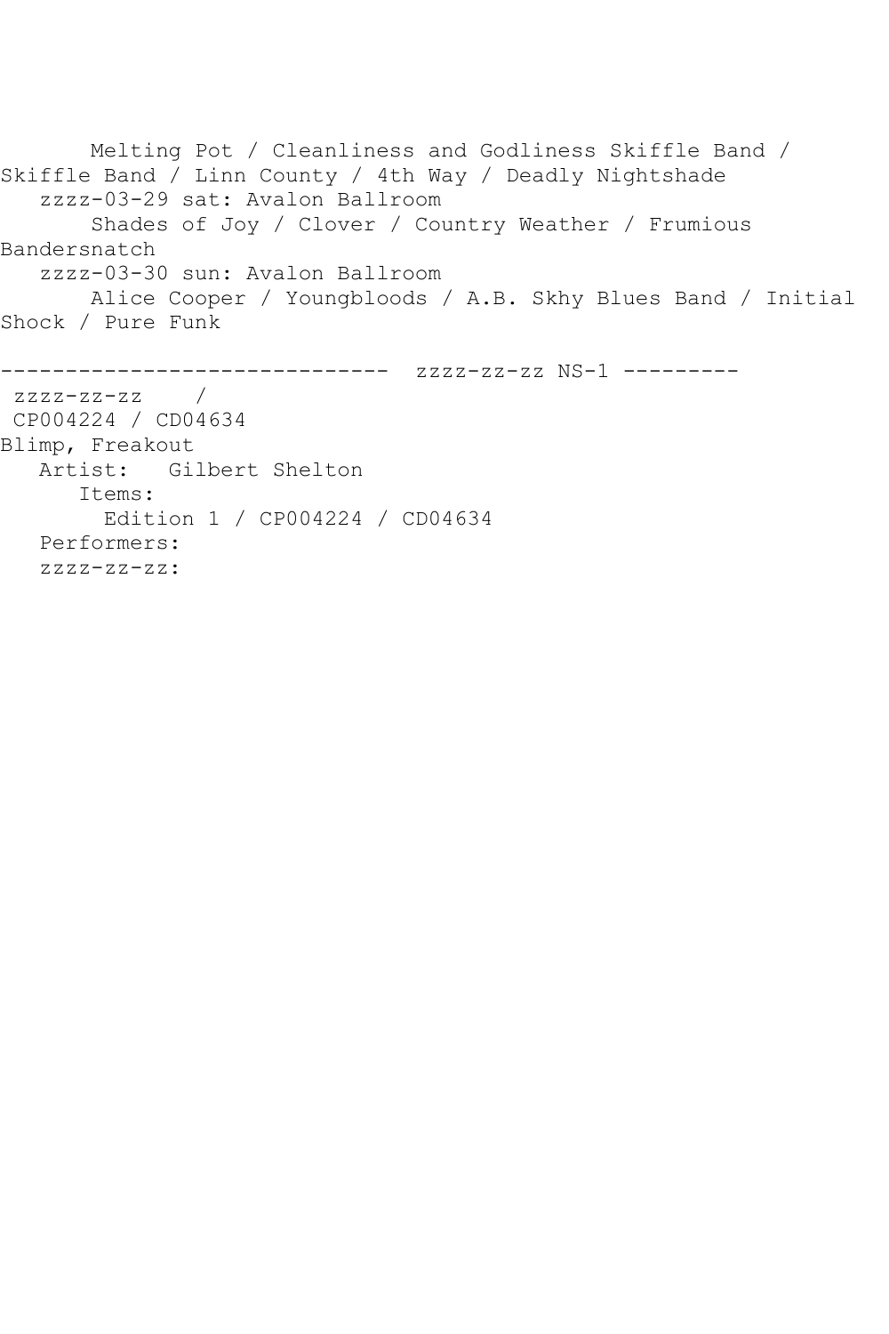Melting Pot / Cleanliness and Godliness Skiffle Band / Skiffle Band / Linn County / 4th Way / Deadly Nightshade

zzzz-03-29 sat: Avalon Ballroom

Shades of Joy / Clover / Country Weather / Frumious Bandersnatch

zzzz-03-30 sun: Avalon Ballroom

Alice Cooper / Youngbloods / A.B. Skhy Blues Band / Initial Shock / Pure Funk

------------------------------ zzzz-zz-zz NS-1 ---------

zzzz-zz-zz /

CP004224 / CD04634

Blimp, Freakout

Artist: Gilbert Shelton

Items:

Edition 1 / CP004224 / CD04634

Performers:

zzzz-zz-zz: